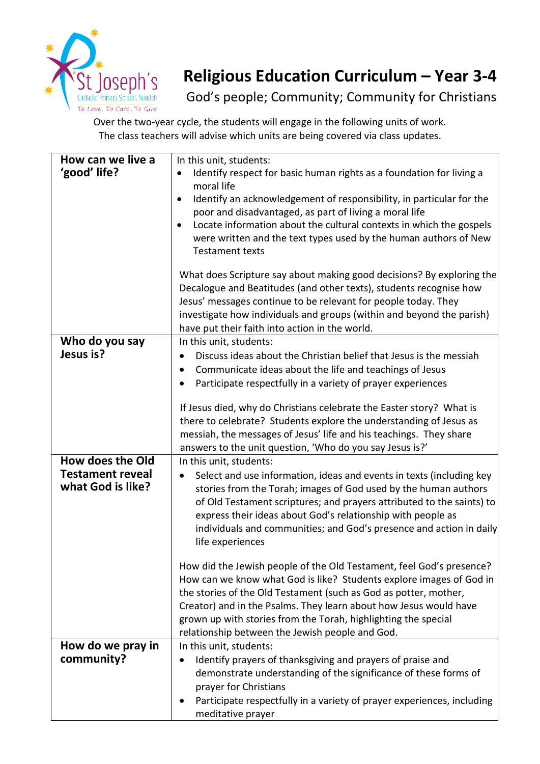St Joseph's Catholic Primary School, Nundah
To Love, To Care, To Give

# Religious Education Curriculum – Year 3-4

God's people; Community; Community for Christians

Over the two-year cycle, the students will engage in the following units of work.
The class teachers will advise which units are being covered via class updates.

| | |
|---|---|
| **How can we live a 'good' life?** | In this unit, students:<br>• Identify respect for basic human rights as a foundation for living a moral life<br>• Identify an acknowledgement of responsibility, in particular for the poor and disadvantaged, as part of living a moral life<br>• Locate information about the cultural contexts in which the gospels were written and the text types used by the human authors of New Testament texts<br><br>What does Scripture say about making good decisions? By exploring the Decalogue and Beatitudes (and other texts), students recognise how Jesus' messages continue to be relevant for people today. They investigate how individuals and groups (within and beyond the parish) have put their faith into action in the world. |
| **Who do you say Jesus is?** | In this unit, students:<br>• Discuss ideas about the Christian belief that Jesus is the messiah<br>• Communicate ideas about the life and teachings of Jesus<br>• Participate respectfully in a variety of prayer experiences<br><br>If Jesus died, why do Christians celebrate the Easter story? What is there to celebrate? Students explore the understanding of Jesus as messiah, the messages of Jesus' life and his teachings. They share answers to the unit question, 'Who do you say Jesus is?' |
| **How does the Old Testament reveal what God is like?** | In this unit, students:<br>• Select and use information, ideas and events in texts (including key stories from the Torah; images of God used by the human authors of Old Testament scriptures; and prayers attributed to the saints) to express their ideas about God's relationship with people as individuals and communities; and God's presence and action in daily life experiences<br><br>How did the Jewish people of the Old Testament, feel God's presence? How can we know what God is like? Students explore images of God in the stories of the Old Testament (such as God as potter, mother, Creator) and in the Psalms. They learn about how Jesus would have grown up with stories from the Torah, highlighting the special relationship between the Jewish people and God. |
| **How do we pray in community?** | In this unit, students:<br>• Identify prayers of thanksgiving and prayers of praise and demonstrate understanding of the significance of these forms of prayer for Christians<br>• Participate respectfully in a variety of prayer experiences, including meditative prayer |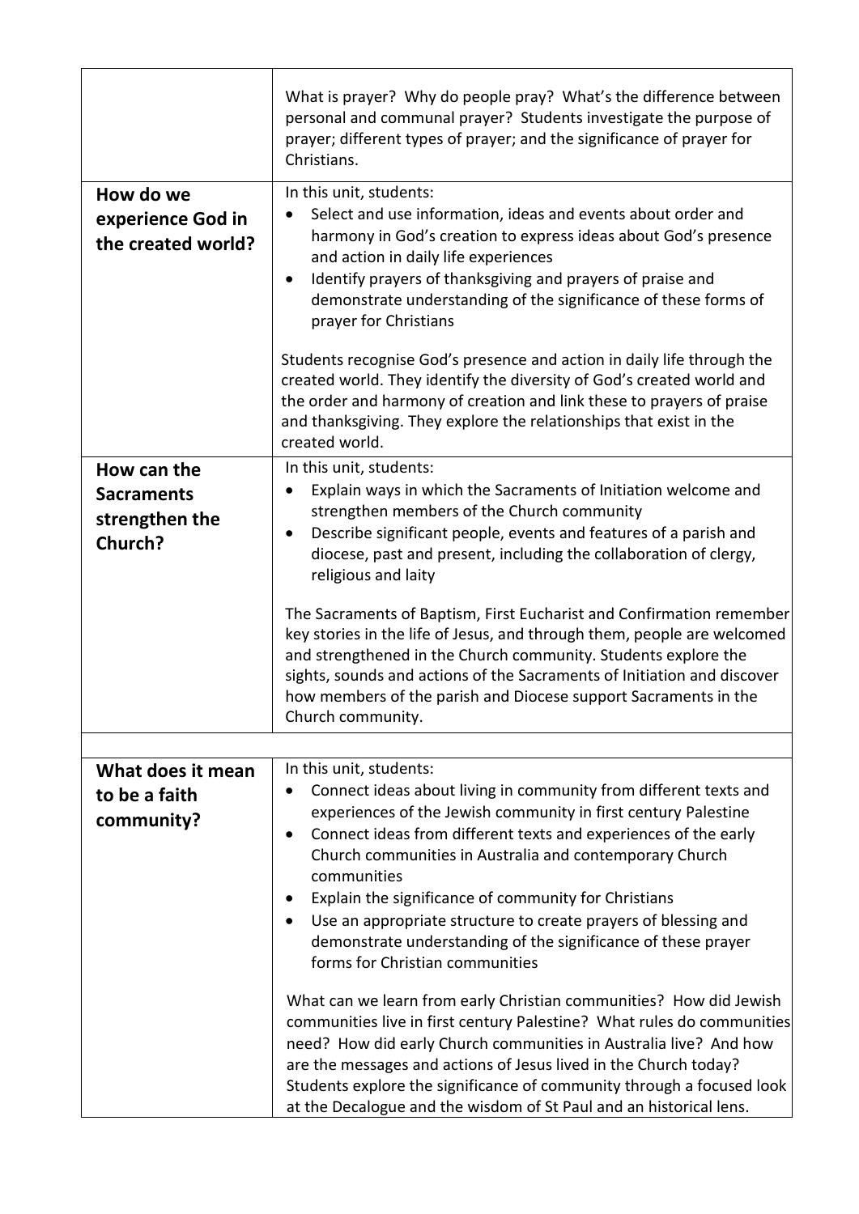| | |
|---|---|
| | What is prayer? Why do people pray? What's the difference between personal and communal prayer? Students investigate the purpose of prayer; different types of prayer; and the significance of prayer for Christians. |
| **How do we experience God in the created world?** | In this unit, students:<br>• Select and use information, ideas and events about order and harmony in God's creation to express ideas about God's presence and action in daily life experiences<br>• Identify prayers of thanksgiving and prayers of praise and demonstrate understanding of the significance of these forms of prayer for Christians<br><br>Students recognise God's presence and action in daily life through the created world. They identify the diversity of God's created world and the order and harmony of creation and link these to prayers of praise and thanksgiving. They explore the relationships that exist in the created world. |
| **How can the Sacraments strengthen the Church?** | In this unit, students:<br>• Explain ways in which the Sacraments of Initiation welcome and strengthen members of the Church community<br>• Describe significant people, events and features of a parish and diocese, past and present, including the collaboration of clergy, religious and laity<br><br>The Sacraments of Baptism, First Eucharist and Confirmation remember key stories in the life of Jesus, and through them, people are welcomed and strengthened in the Church community. Students explore the sights, sounds and actions of the Sacraments of Initiation and discover how members of the parish and Diocese support Sacraments in the Church community. |
| | |
| **What does it mean to be a faith community?** | In this unit, students:<br>• Connect ideas about living in community from different texts and experiences of the Jewish community in first century Palestine<br>• Connect ideas from different texts and experiences of the early Church communities in Australia and contemporary Church communities<br>• Explain the significance of community for Christians<br>• Use an appropriate structure to create prayers of blessing and demonstrate understanding of the significance of these prayer forms for Christian communities<br><br>What can we learn from early Christian communities? How did Jewish communities live in first century Palestine? What rules do communities need? How did early Church communities in Australia live? And how are the messages and actions of Jesus lived in the Church today? Students explore the significance of community through a focused look at the Decalogue and the wisdom of St Paul and an historical lens. |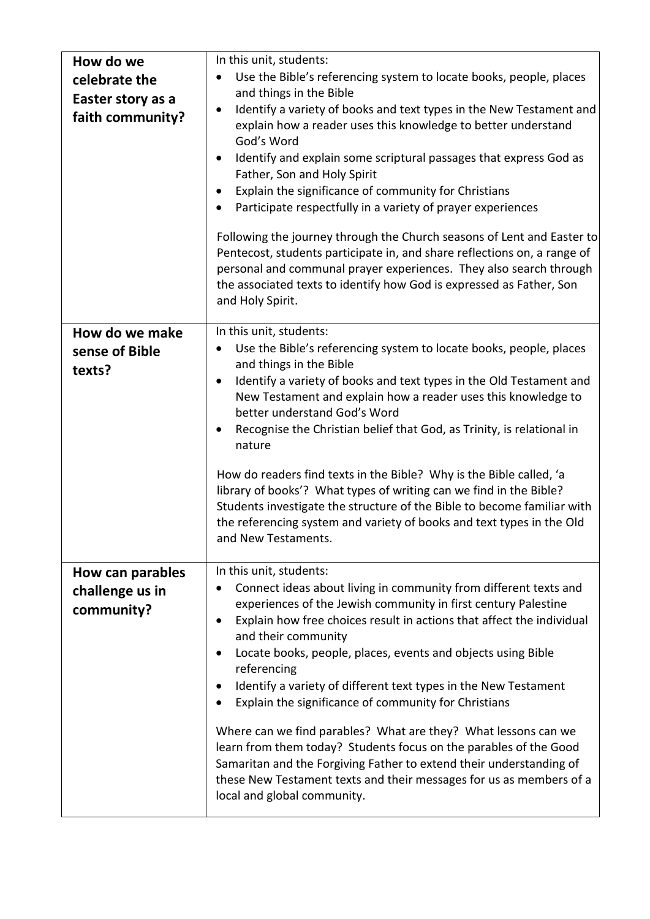| | |
|---|---|
| **How do we celebrate the Easter story as a faith community?** | In this unit, students:<br>• Use the Bible's referencing system to locate books, people, places and things in the Bible<br>• Identify a variety of books and text types in the New Testament and explain how a reader uses this knowledge to better understand God's Word<br>• Identify and explain some scriptural passages that express God as Father, Son and Holy Spirit<br>• Explain the significance of community for Christians<br>• Participate respectfully in a variety of prayer experiences<br><br>Following the journey through the Church seasons of Lent and Easter to Pentecost, students participate in, and share reflections on, a range of personal and communal prayer experiences. They also search through the associated texts to identify how God is expressed as Father, Son and Holy Spirit. |
| **How do we make sense of Bible texts?** | In this unit, students:<br>• Use the Bible's referencing system to locate books, people, places and things in the Bible<br>• Identify a variety of books and text types in the Old Testament and New Testament and explain how a reader uses this knowledge to better understand God's Word<br>• Recognise the Christian belief that God, as Trinity, is relational in nature<br><br>How do readers find texts in the Bible? Why is the Bible called, 'a library of books'? What types of writing can we find in the Bible? Students investigate the structure of the Bible to become familiar with the referencing system and variety of books and text types in the Old and New Testaments. |
| **How can parables challenge us in community?** | In this unit, students:<br>• Connect ideas about living in community from different texts and experiences of the Jewish community in first century Palestine<br>• Explain how free choices result in actions that affect the individual and their community<br>• Locate books, people, places, events and objects using Bible referencing<br>• Identify a variety of different text types in the New Testament<br>• Explain the significance of community for Christians<br><br>Where can we find parables? What are they? What lessons can we learn from them today? Students focus on the parables of the Good Samaritan and the Forgiving Father to extend their understanding of these New Testament texts and their messages for us as members of a local and global community. |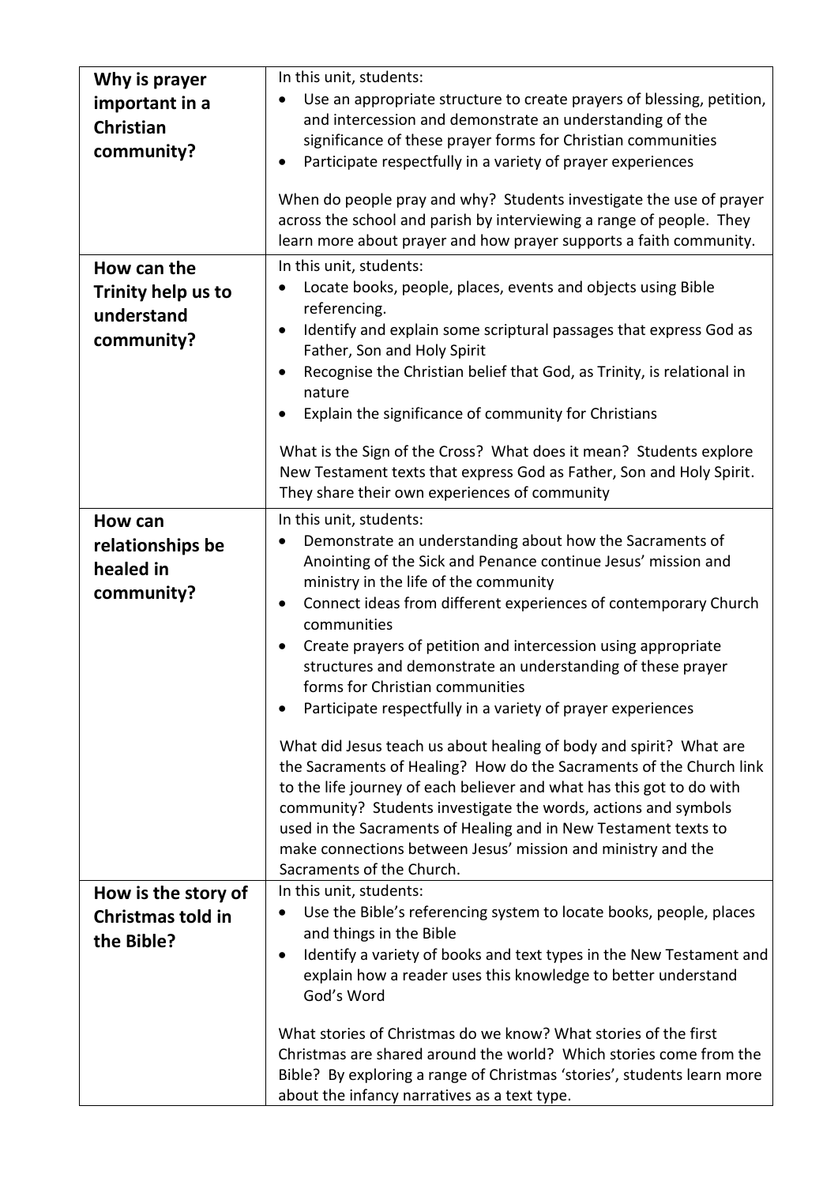| | |
|---|---|
| **Why is prayer important in a Christian community?** | In this unit, students:<br>• Use an appropriate structure to create prayers of blessing, petition, and intercession and demonstrate an understanding of the significance of these prayer forms for Christian communities<br>• Participate respectfully in a variety of prayer experiences<br><br>When do people pray and why? Students investigate the use of prayer across the school and parish by interviewing a range of people. They learn more about prayer and how prayer supports a faith community. |
| **How can the Trinity help us to understand community?** | In this unit, students:<br>• Locate books, people, places, events and objects using Bible referencing.<br>• Identify and explain some scriptural passages that express God as Father, Son and Holy Spirit<br>• Recognise the Christian belief that God, as Trinity, is relational in nature<br>• Explain the significance of community for Christians<br><br>What is the Sign of the Cross? What does it mean? Students explore New Testament texts that express God as Father, Son and Holy Spirit. They share their own experiences of community |
| **How can relationships be healed in community?** | In this unit, students:<br>• Demonstrate an understanding about how the Sacraments of Anointing of the Sick and Penance continue Jesus' mission and ministry in the life of the community<br>• Connect ideas from different experiences of contemporary Church communities<br>• Create prayers of petition and intercession using appropriate structures and demonstrate an understanding of these prayer forms for Christian communities<br>• Participate respectfully in a variety of prayer experiences<br><br>What did Jesus teach us about healing of body and spirit? What are the Sacraments of Healing? How do the Sacraments of the Church link to the life journey of each believer and what has this got to do with community? Students investigate the words, actions and symbols used in the Sacraments of Healing and in New Testament texts to make connections between Jesus' mission and ministry and the Sacraments of the Church. |
| **How is the story of Christmas told in the Bible?** | In this unit, students:<br>• Use the Bible's referencing system to locate books, people, places and things in the Bible<br>• Identify a variety of books and text types in the New Testament and explain how a reader uses this knowledge to better understand God's Word<br><br>What stories of Christmas do we know? What stories of the first Christmas are shared around the world? Which stories come from the Bible? By exploring a range of Christmas 'stories', students learn more about the infancy narratives as a text type. |